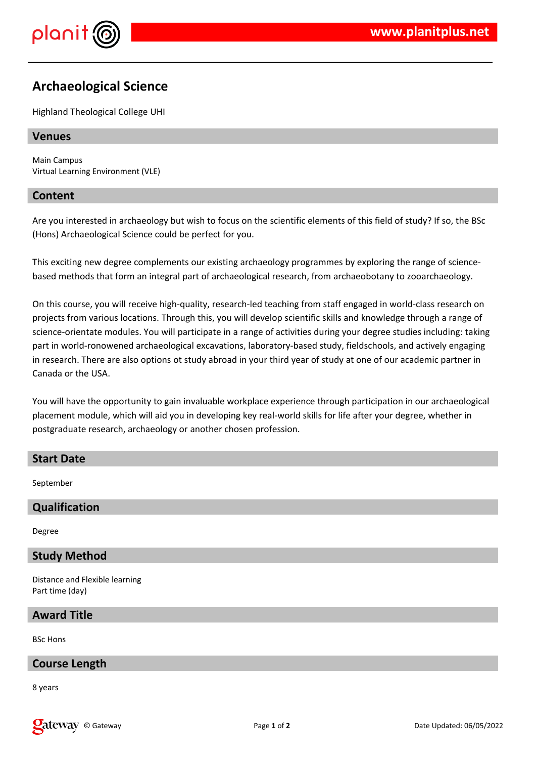# Archaeological Science

Highland Theological College UHI

## Venues

Main Campus
Virtual Learning Environment (VLE)

## Content

Are you interested in archaeology but wish to focus on the scientific elements of this field of study? If so, the BSc (Hons) Archaeological Science could be perfect for you.

This exciting new degree complements our existing archaeology programmes by exploring the range of science-based methods that form an integral part of archaeological research, from archaeobotany to zooarchaeology.

On this course, you will receive high-quality, research-led teaching from staff engaged in world-class research on projects from various locations. Through this, you will develop scientific skills and knowledge through a range of science-orientate modules. You will participate in a range of activities during your degree studies including: taking part in world-ronowened archaeological excavations, laboratory-based study, fieldschools, and actively engaging in research. There are also options ot study abroad in your third year of study at one of our academic partner in Canada or the USA.

You will have the opportunity to gain invaluable workplace experience through participation in our archaeological placement module, which will aid you in developing key real-world skills for life after your degree, whether in postgraduate research, archaeology or another chosen profession.

## Start Date

September

## Qualification

Degree

## Study Method

Distance and Flexible learning
Part time (day)

## Award Title

BSc Hons

## Course Length

8 years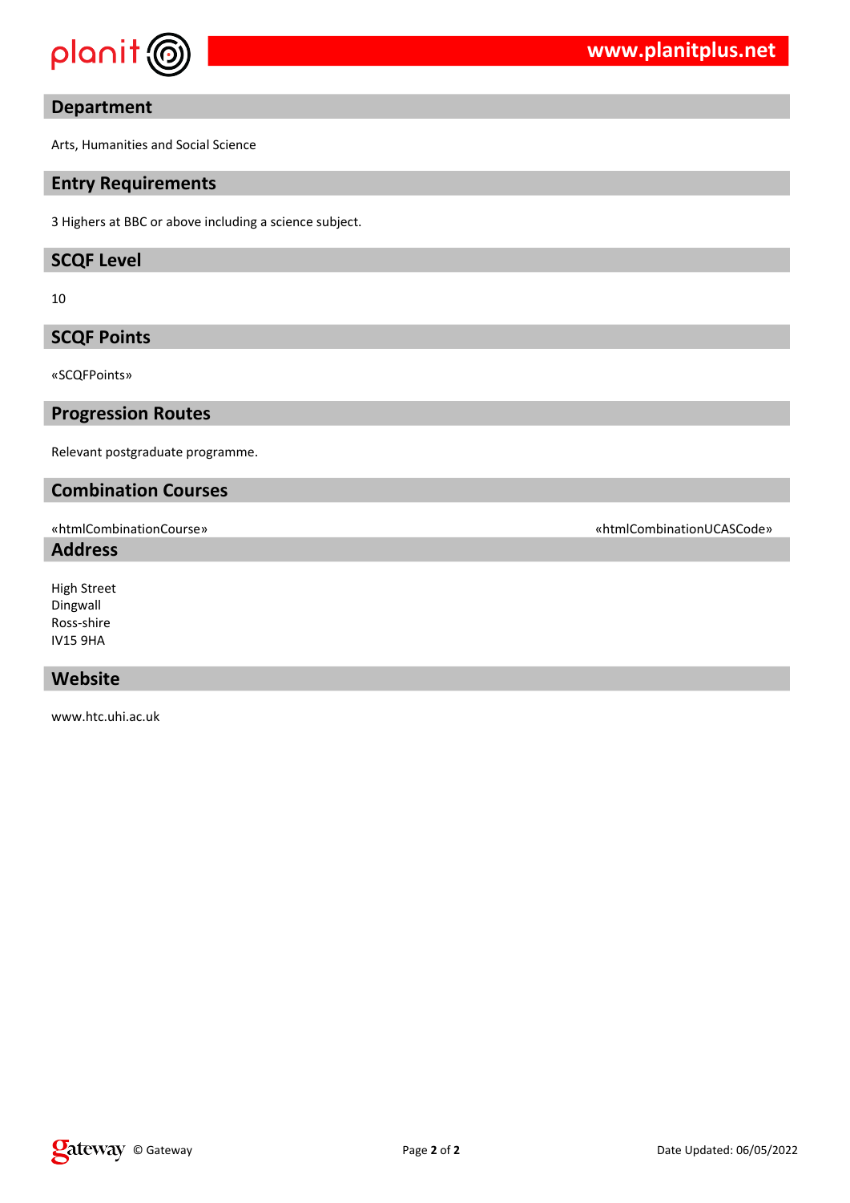## Department

Arts, Humanities and Social Science

## Entry Requirements

3 Highers at BBC or above including a science subject.

## SCQF Level

10

## SCQF Points

«SCQFPoints»

## Progression Routes

Relevant postgraduate programme.

## Combination Courses

«htmlCombinationCourse» «htmlCombinationUCASCode»

## Address

High Street
Dingwall
Ross-shire
IV15 9HA

## Website

www.htc.uhi.ac.uk